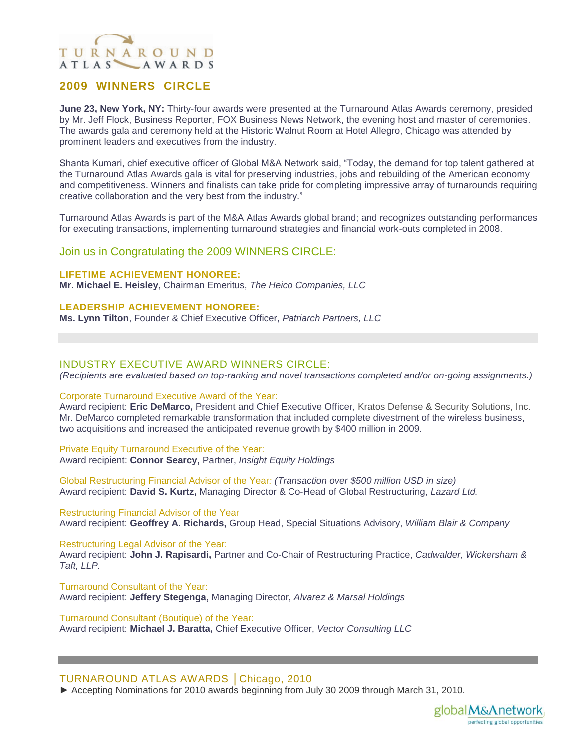# TURNAROUND ATLAS AWARDS

## 2009 WINNERS CIRCLE

**June 23, New York, NY:** Thirty-four awards were presented at the Turnaround Atlas Awards ceremony, presided by Mr. Jeff Flock, Business Reporter, FOX Business News Network, the evening host and master of ceremonies. The awards gala and ceremony held at the Historic Walnut Room at Hotel Allegro, Chicago was attended by prominent leaders and executives from the industry.

Shanta Kumari, chief executive officer of Global M&A Network said, "Today, the demand for top talent gathered at the Turnaround Atlas Awards gala is vital for preserving industries, jobs and rebuilding of the American economy and competitiveness. Winners and finalists can take pride for completing impressive array of turnarounds requiring creative collaboration and the very best from the industry."

Turnaround Atlas Awards is part of the M&A Atlas Awards global brand; and recognizes outstanding performances for executing transactions, implementing turnaround strategies and financial work-outs completed in 2008.

## Join us in Congratulating the 2009 WINNERS CIRCLE:

### LIFETIME ACHIEVEMENT HONOREE:
**Mr. Michael E. Heisley**, Chairman Emeritus, *The Heico Companies, LLC*

### LEADERSHIP ACHIEVEMENT HONOREE:
**Ms. Lynn Tilton**, Founder & Chief Executive Officer, *Patriarch Partners, LLC*

## INDUSTRY EXECUTIVE AWARD WINNERS CIRCLE:
*(Recipients are evaluated based on top-ranking and novel transactions completed and/or on-going assignments.)*

Corporate Turnaround Executive Award of the Year:
Award recipient: **Eric DeMarco,** President and Chief Executive Officer, Kratos Defense & Security Solutions, Inc. Mr. DeMarco completed remarkable transformation that included complete divestment of the wireless business, two acquisitions and increased the anticipated revenue growth by $400 million in 2009.

Private Equity Turnaround Executive of the Year:
Award recipient: **Connor Searcy,** Partner, *Insight Equity Holdings*

Global Restructuring Financial Advisor of the Year: *(Transaction over $500 million USD in size)*
Award recipient: **David S. Kurtz,** Managing Director & Co-Head of Global Restructuring, *Lazard Ltd.*

Restructuring Financial Advisor of the Year
Award recipient: **Geoffrey A. Richards,** Group Head, Special Situations Advisory, *William Blair & Company*

Restructuring Legal Advisor of the Year:
Award recipient: **John J. Rapisardi,** Partner and Co-Chair of Restructuring Practice, *Cadwalder, Wickersham & Taft, LLP.*

Turnaround Consultant of the Year:
Award recipient: **Jeffery Stegenga,** Managing Director, *Alvarez & Marsal Holdings*

Turnaround Consultant (Boutique) of the Year:
Award recipient: **Michael J. Baratta,** Chief Executive Officer, *Vector Consulting LLC*

## TURNAROUND ATLAS AWARDS │Chicago, 2010
► Accepting Nominations for 2010 awards beginning from July 30 2009 through March 31, 2010.

globalM&Anetwork
perfecting global opportunities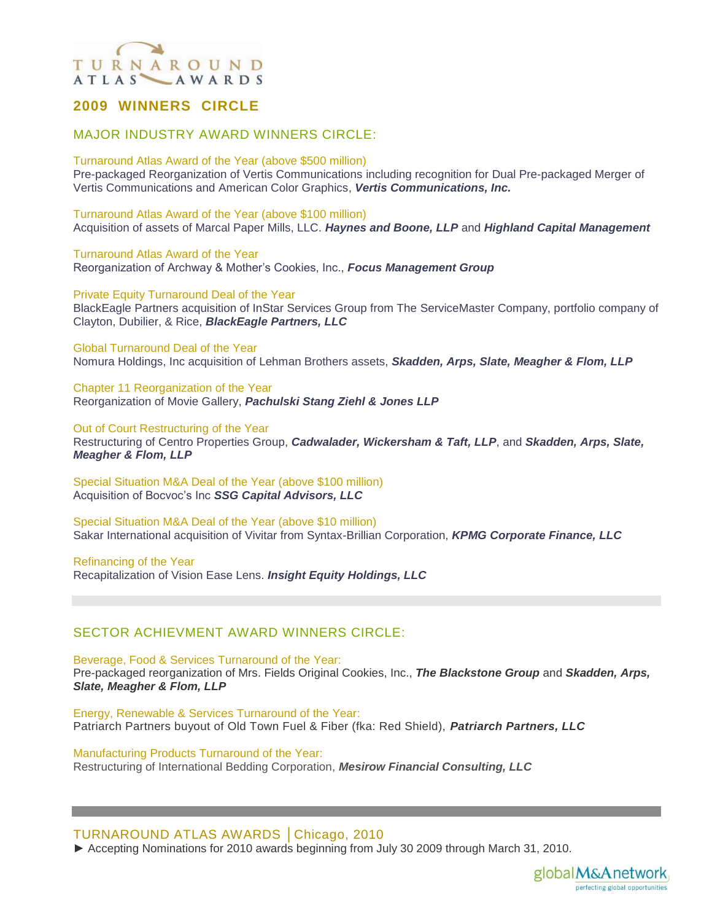# TURNAROUND ATLAS AWARDS

## 2009 WINNERS CIRCLE

### MAJOR INDUSTRY AWARD WINNERS CIRCLE:

Turnaround Atlas Award of the Year (above $500 million)
Pre-packaged Reorganization of Vertis Communications including recognition for Dual Pre-packaged Merger of Vertis Communications and American Color Graphics, ***Vertis Communications, Inc.***

Turnaround Atlas Award of the Year (above $100 million)
Acquisition of assets of Marcal Paper Mills, LLC. ***Haynes and Boone, LLP*** and ***Highland Capital Management***

Turnaround Atlas Award of the Year
Reorganization of Archway & Mother's Cookies, Inc., ***Focus Management Group***

Private Equity Turnaround Deal of the Year
BlackEagle Partners acquisition of InStar Services Group from The ServiceMaster Company, portfolio company of Clayton, Dubilier, & Rice, ***BlackEagle Partners, LLC***

Global Turnaround Deal of the Year
Nomura Holdings, Inc acquisition of Lehman Brothers assets, ***Skadden, Arps, Slate, Meagher & Flom, LLP***

Chapter 11 Reorganization of the Year
Reorganization of Movie Gallery, ***Pachulski Stang Ziehl & Jones LLP***

Out of Court Restructuring of the Year
Restructuring of Centro Properties Group, ***Cadwalader, Wickersham & Taft, LLP***, and ***Skadden, Arps, Slate, Meagher & Flom, LLP***

Special Situation M&A Deal of the Year (above $100 million)
Acquisition of Bocvoc's Inc ***SSG Capital Advisors, LLC***

Special Situation M&A Deal of the Year (above $10 million)
Sakar International acquisition of Vivitar from Syntax-Brillian Corporation, ***KPMG Corporate Finance, LLC***

Refinancing of the Year
Recapitalization of Vision Ease Lens. ***Insight Equity Holdings, LLC***

### SECTOR ACHIEVMENT AWARD WINNERS CIRCLE:

Beverage, Food & Services Turnaround of the Year:
Pre-packaged reorganization of Mrs. Fields Original Cookies, Inc., ***The Blackstone Group*** and ***Skadden, Arps, Slate, Meagher & Flom, LLP***

Energy, Renewable & Services Turnaround of the Year:
Patriarch Partners buyout of Old Town Fuel & Fiber (fka: Red Shield), ***Patriarch Partners, LLC***

Manufacturing Products Turnaround of the Year:
Restructuring of International Bedding Corporation, ***Mesirow Financial Consulting, LLC***

TURNAROUND ATLAS AWARDS │Chicago, 2010
► Accepting Nominations for 2010 awards beginning from July 30 2009 through March 31, 2010.

globalM&Anetwork
perfecting global opportunities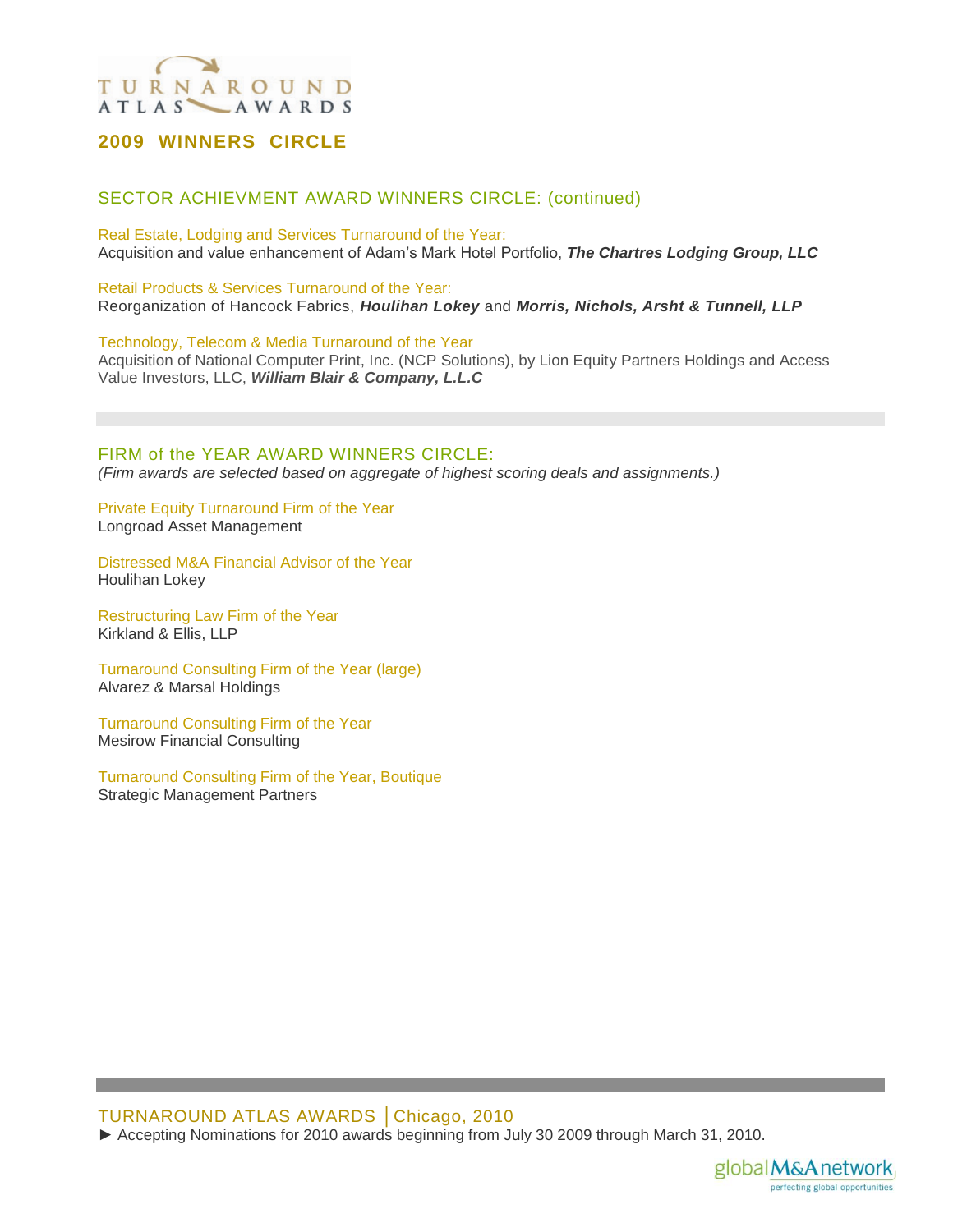TURNAROUND ATLAS AWARDS

## 2009 WINNERS CIRCLE

### SECTOR ACHIEVMENT AWARD WINNERS CIRCLE: (continued)

Real Estate, Lodging and Services Turnaround of the Year:
Acquisition and value enhancement of Adam's Mark Hotel Portfolio, ***The Chartres Lodging Group, LLC***

Retail Products & Services Turnaround of the Year:
Reorganization of Hancock Fabrics, ***Houlihan Lokey*** and ***Morris, Nichols, Arsht & Tunnell, LLP***

Technology, Telecom & Media Turnaround of the Year
Acquisition of National Computer Print, Inc. (NCP Solutions), by Lion Equity Partners Holdings and Access Value Investors, LLC, ***William Blair & Company, L.L.C***

### FIRM of the YEAR AWARD WINNERS CIRCLE:

*(Firm awards are selected based on aggregate of highest scoring deals and assignments.)*

Private Equity Turnaround Firm of the Year
Longroad Asset Management

Distressed M&A Financial Advisor of the Year
Houlihan Lokey

Restructuring Law Firm of the Year
Kirkland & Ellis, LLP

Turnaround Consulting Firm of the Year (large)
Alvarez & Marsal Holdings

Turnaround Consulting Firm of the Year
Mesirow Financial Consulting

Turnaround Consulting Firm of the Year, Boutique
Strategic Management Partners

TURNAROUND ATLAS AWARDS │Chicago, 2010

► Accepting Nominations for 2010 awards beginning from July 30 2009 through March 31, 2010.

globalM&Anetwork
perfecting global opportunities